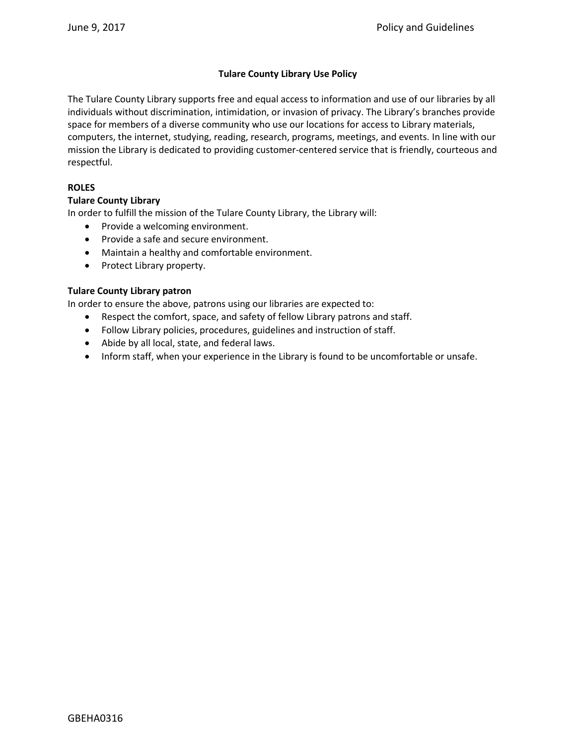# Tulare County Library Use Policy

The Tulare County Library supports free and equal access to information and use of our libraries by all individuals without discrimination, intimidation, or invasion of privacy. The Library's branches provide space for members of a diverse community who use our locations for access to Library materials, computers, the internet, studying, reading, research, programs, meetings, and events. In line with our mission the Library is dedicated to providing customer-centered service that is friendly, courteous and respectful.

## ROLES

### Tulare County Library

In order to fulfill the mission of the Tulare County Library, the Library will:

- Provide a welcoming environment.
- Provide a safe and secure environment.
- Maintain a healthy and comfortable environment.
- Protect Library property.

### Tulare County Library patron

In order to ensure the above, patrons using our libraries are expected to:

- Respect the comfort, space, and safety of fellow Library patrons and staff.
- Follow Library policies, procedures, guidelines and instruction of staff.
- Abide by all local, state, and federal laws.
- Inform staff, when your experience in the Library is found to be uncomfortable or unsafe.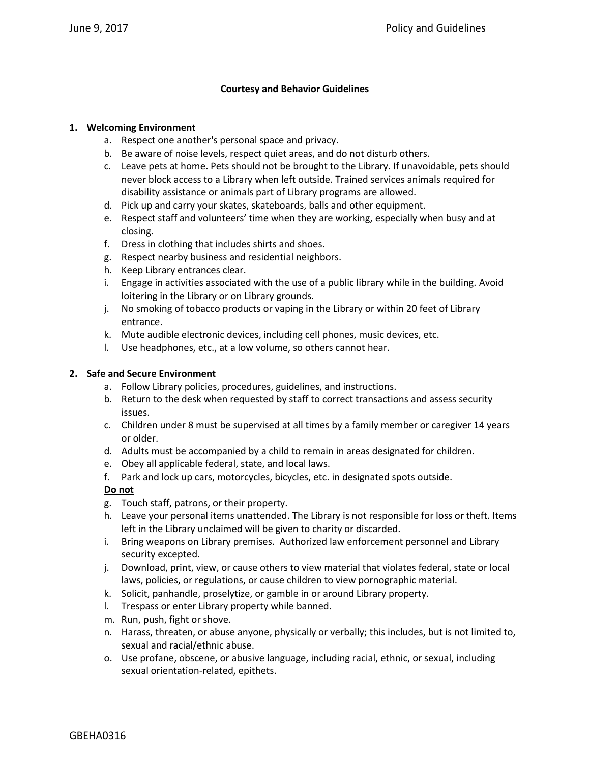## Courtesy and Behavior Guidelines

1. **Welcoming Environment**
   a. Respect one another's personal space and privacy.
   b. Be aware of noise levels, respect quiet areas, and do not disturb others.
   c. Leave pets at home. Pets should not be brought to the Library. If unavoidable, pets should never block access to a Library when left outside. Trained services animals required for disability assistance or animals part of Library programs are allowed.
   d. Pick up and carry your skates, skateboards, balls and other equipment.
   e. Respect staff and volunteers' time when they are working, especially when busy and at closing.
   f. Dress in clothing that includes shirts and shoes.
   g. Respect nearby business and residential neighbors.
   h. Keep Library entrances clear.
   i. Engage in activities associated with the use of a public library while in the building. Avoid loitering in the Library or on Library grounds.
   j. No smoking of tobacco products or vaping in the Library or within 20 feet of Library entrance.
   k. Mute audible electronic devices, including cell phones, music devices, etc.
   l. Use headphones, etc., at a low volume, so others cannot hear.

2. **Safe and Secure Environment**
   a. Follow Library policies, procedures, guidelines, and instructions.
   b. Return to the desk when requested by staff to correct transactions and assess security issues.
   c. Children under 8 must be supervised at all times by a family member or caregiver 14 years or older.
   d. Adults must be accompanied by a child to remain in areas designated for children.
   e. Obey all applicable federal, state, and local laws.
   f. Park and lock up cars, motorcycles, bicycles, etc. in designated spots outside.

   **<u>Do not</u>**

   g. Touch staff, patrons, or their property.
   h. Leave your personal items unattended. The Library is not responsible for loss or theft. Items left in the Library unclaimed will be given to charity or discarded.
   i. Bring weapons on Library premises. Authorized law enforcement personnel and Library security excepted.
   j. Download, print, view, or cause others to view material that violates federal, state or local laws, policies, or regulations, or cause children to view pornographic material.
   k. Solicit, panhandle, proselytize, or gamble in or around Library property.
   l. Trespass or enter Library property while banned.
   m. Run, push, fight or shove.
   n. Harass, threaten, or abuse anyone, physically or verbally; this includes, but is not limited to, sexual and racial/ethnic abuse.
   o. Use profane, obscene, or abusive language, including racial, ethnic, or sexual, including sexual orientation-related, epithets.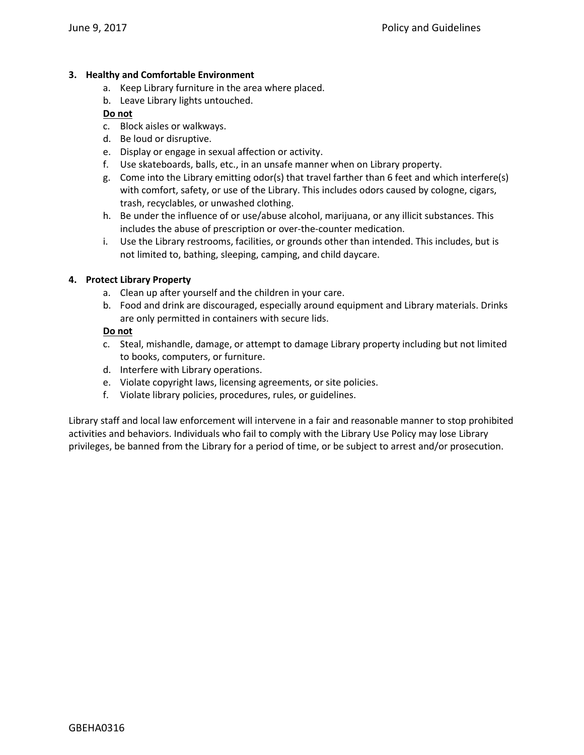**3. Healthy and Comfortable Environment**

a. Keep Library furniture in the area where placed.
b. Leave Library lights untouched.

**Do not**

c. Block aisles or walkways.
d. Be loud or disruptive.
e. Display or engage in sexual affection or activity.
f. Use skateboards, balls, etc., in an unsafe manner when on Library property.
g. Come into the Library emitting odor(s) that travel farther than 6 feet and which interfere(s) with comfort, safety, or use of the Library. This includes odors caused by cologne, cigars, trash, recyclables, or unwashed clothing.
h. Be under the influence of or use/abuse alcohol, marijuana, or any illicit substances. This includes the abuse of prescription or over-the-counter medication.
i. Use the Library restrooms, facilities, or grounds other than intended. This includes, but is not limited to, bathing, sleeping, camping, and child daycare.

**4. Protect Library Property**

a. Clean up after yourself and the children in your care.
b. Food and drink are discouraged, especially around equipment and Library materials. Drinks are only permitted in containers with secure lids.

**Do not**

c. Steal, mishandle, damage, or attempt to damage Library property including but not limited to books, computers, or furniture.
d. Interfere with Library operations.
e. Violate copyright laws, licensing agreements, or site policies.
f. Violate library policies, procedures, rules, or guidelines.

Library staff and local law enforcement will intervene in a fair and reasonable manner to stop prohibited activities and behaviors. Individuals who fail to comply with the Library Use Policy may lose Library privileges, be banned from the Library for a period of time, or be subject to arrest and/or prosecution.